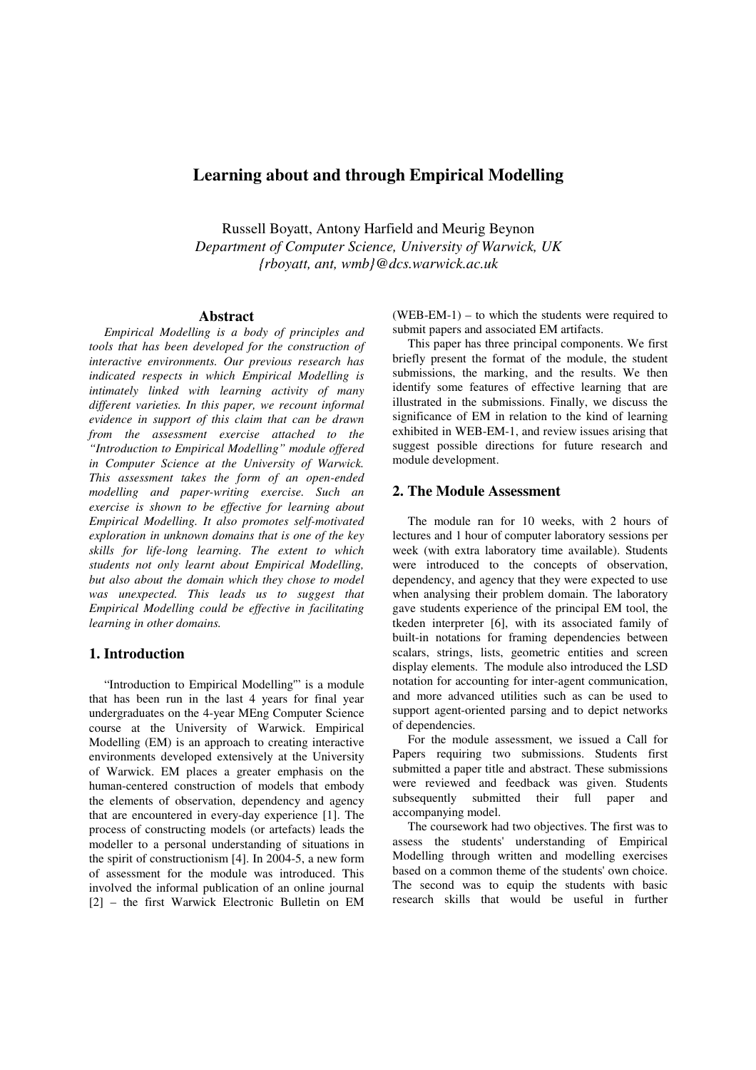# Learning about and through Empirical Modelling

Russell Boyatt, Antony Harfield and Meurig Beynon
*Department of Computer Science, University of Warwick, UK*
*{rboyatt, ant, wmb}@dcs.warwick.ac.uk*

## Abstract

*Empirical Modelling is a body of principles and tools that has been developed for the construction of interactive environments. Our previous research has indicated respects in which Empirical Modelling is intimately linked with learning activity of many different varieties. In this paper, we recount informal evidence in support of this claim that can be drawn from the assessment exercise attached to the "Introduction to Empirical Modelling" module offered in Computer Science at the University of Warwick. This assessment takes the form of an open-ended modelling and paper-writing exercise. Such an exercise is shown to be effective for learning about Empirical Modelling. It also promotes self-motivated exploration in unknown domains that is one of the key skills for life-long learning. The extent to which students not only learnt about Empirical Modelling, but also about the domain which they chose to model was unexpected. This leads us to suggest that Empirical Modelling could be effective in facilitating learning in other domains.*

## 1. Introduction

"Introduction to Empirical Modelling" is a module that has been run in the last 4 years for final year undergraduates on the 4-year MEng Computer Science course at the University of Warwick. Empirical Modelling (EM) is an approach to creating interactive environments developed extensively at the University of Warwick. EM places a greater emphasis on the human-centered construction of models that embody the elements of observation, dependency and agency that are encountered in every-day experience [1]. The process of constructing models (or artefacts) leads the modeller to a personal understanding of situations in the spirit of constructionism [4]. In 2004-5, a new form of assessment for the module was introduced. This involved the informal publication of an online journal [2] – the first Warwick Electronic Bulletin on EM (WEB-EM-1) – to which the students were required to submit papers and associated EM artifacts.

This paper has three principal components. We first briefly present the format of the module, the student submissions, the marking, and the results. We then identify some features of effective learning that are illustrated in the submissions. Finally, we discuss the significance of EM in relation to the kind of learning exhibited in WEB-EM-1, and review issues arising that suggest possible directions for future research and module development.

## 2. The Module Assessment

The module ran for 10 weeks, with 2 hours of lectures and 1 hour of computer laboratory sessions per week (with extra laboratory time available). Students were introduced to the concepts of observation, dependency, and agency that they were expected to use when analysing their problem domain. The laboratory gave students experience of the principal EM tool, the tkeden interpreter [6], with its associated family of built-in notations for framing dependencies between scalars, strings, lists, geometric entities and screen display elements. The module also introduced the LSD notation for accounting for inter-agent communication, and more advanced utilities such as can be used to support agent-oriented parsing and to depict networks of dependencies.

For the module assessment, we issued a Call for Papers requiring two submissions. Students first submitted a paper title and abstract. These submissions were reviewed and feedback was given. Students subsequently submitted their full paper and accompanying model.

The coursework had two objectives. The first was to assess the students' understanding of Empirical Modelling through written and modelling exercises based on a common theme of the students' own choice. The second was to equip the students with basic research skills that would be useful in further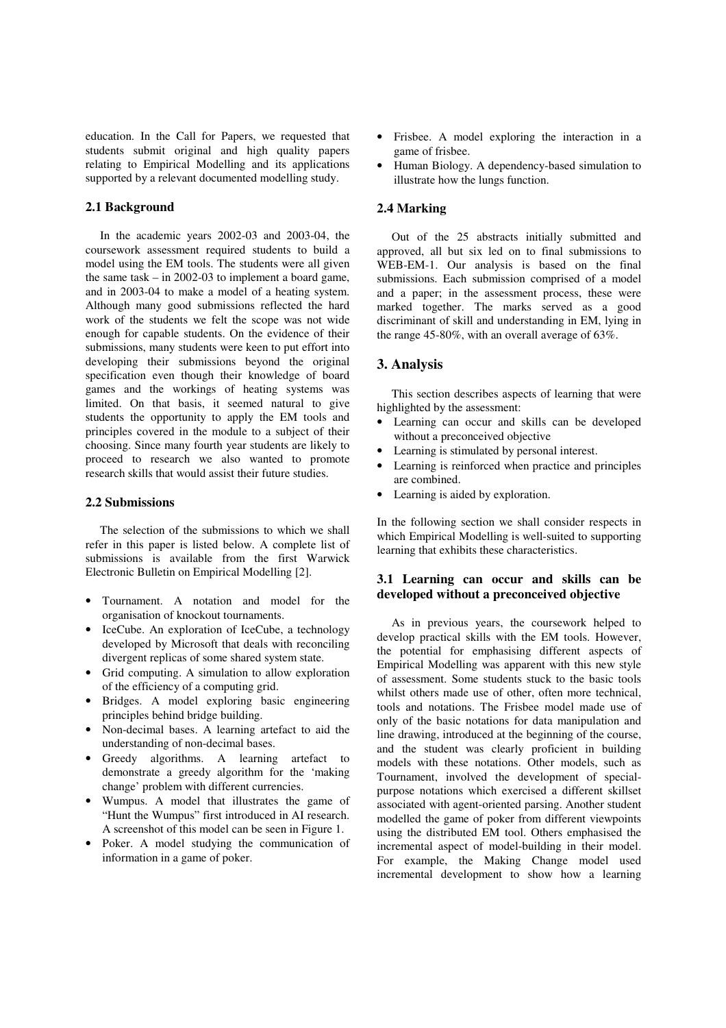education. In the Call for Papers, we requested that students submit original and high quality papers relating to Empirical Modelling and its applications supported by a relevant documented modelling study.

### 2.1 Background

In the academic years 2002-03 and 2003-04, the coursework assessment required students to build a model using the EM tools. The students were all given the same task – in 2002-03 to implement a board game, and in 2003-04 to make a model of a heating system. Although many good submissions reflected the hard work of the students we felt the scope was not wide enough for capable students. On the evidence of their submissions, many students were keen to put effort into developing their submissions beyond the original specification even though their knowledge of board games and the workings of heating systems was limited. On that basis, it seemed natural to give students the opportunity to apply the EM tools and principles covered in the module to a subject of their choosing. Since many fourth year students are likely to proceed to research we also wanted to promote research skills that would assist their future studies.

### 2.2 Submissions

The selection of the submissions to which we shall refer in this paper is listed below. A complete list of submissions is available from the first Warwick Electronic Bulletin on Empirical Modelling [2].

- Tournament. A notation and model for the organisation of knockout tournaments.
- IceCube. An exploration of IceCube, a technology developed by Microsoft that deals with reconciling divergent replicas of some shared system state.
- Grid computing. A simulation to allow exploration of the efficiency of a computing grid.
- Bridges. A model exploring basic engineering principles behind bridge building.
- Non-decimal bases. A learning artefact to aid the understanding of non-decimal bases.
- Greedy algorithms. A learning artefact to demonstrate a greedy algorithm for the 'making change' problem with different currencies.
- Wumpus. A model that illustrates the game of "Hunt the Wumpus" first introduced in AI research. A screenshot of this model can be seen in Figure 1.
- Poker. A model studying the communication of information in a game of poker.
- Frisbee. A model exploring the interaction in a game of frisbee.
- Human Biology. A dependency-based simulation to illustrate how the lungs function.

### 2.4 Marking

Out of the 25 abstracts initially submitted and approved, all but six led on to final submissions to WEB-EM-1. Our analysis is based on the final submissions. Each submission comprised of a model and a paper; in the assessment process, these were marked together. The marks served as a good discriminant of skill and understanding in EM, lying in the range 45-80%, with an overall average of 63%.

## 3. Analysis

This section describes aspects of learning that were highlighted by the assessment:

- Learning can occur and skills can be developed without a preconceived objective
- Learning is stimulated by personal interest.
- Learning is reinforced when practice and principles are combined.
- Learning is aided by exploration.

In the following section we shall consider respects in which Empirical Modelling is well-suited to supporting learning that exhibits these characteristics.

### 3.1 Learning can occur and skills can be developed without a preconceived objective

As in previous years, the coursework helped to develop practical skills with the EM tools. However, the potential for emphasising different aspects of Empirical Modelling was apparent with this new style of assessment. Some students stuck to the basic tools whilst others made use of other, often more technical, tools and notations. The Frisbee model made use of only of the basic notations for data manipulation and line drawing, introduced at the beginning of the course, and the student was clearly proficient in building models with these notations. Other models, such as Tournament, involved the development of special-purpose notations which exercised a different skillset associated with agent-oriented parsing. Another student modelled the game of poker from different viewpoints using the distributed EM tool. Others emphasised the incremental aspect of model-building in their model. For example, the Making Change model used incremental development to show how a learning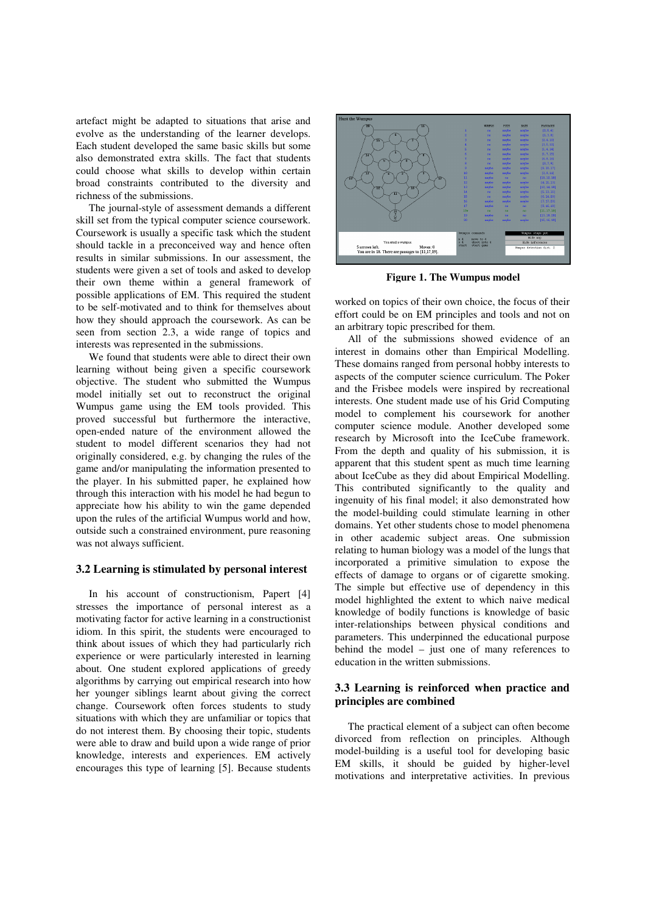artefact might be adapted to situations that arise and evolve as the understanding of the learner develops. Each student developed the same basic skills but some also demonstrated extra skills. The fact that students could choose what skills to develop within certain broad constraints contributed to the diversity and richness of the submissions.

The journal-style of assessment demands a different skill set from the typical computer science coursework. Coursework is usually a specific task which the student should tackle in a preconceived way and hence often results in similar submissions. In our assessment, the students were given a set of tools and asked to develop their own theme within a general framework of possible applications of EM. This required the student to be self-motivated and to think for themselves about how they should approach the coursework. As can be seen from section 2.3, a wide range of topics and interests was represented in the submissions.

We found that students were able to direct their own learning without being given a specific coursework objective. The student who submitted the Wumpus model initially set out to reconstruct the original Wumpus game using the EM tools provided. This proved successful but furthermore the interactive, open-ended nature of the environment allowed the student to model different scenarios they had not originally considered, e.g. by changing the rules of the game and/or manipulating the information presented to the player. In his submitted paper, he explained how through this interaction with his model he had begun to appreciate how his ability to win the game depended upon the rules of the artificial Wumpus world and how, outside such a constrained environment, pure reasoning was not always sufficient.

### 3.2 Learning is stimulated by personal interest

In his account of constructionism, Papert [4] stresses the importance of personal interest as a motivating factor for active learning in a constructionist idiom. In this spirit, the students were encouraged to think about issues of which they had particularly rich experience or were particularly interested in learning about. One student explored applications of greedy algorithms by carrying out empirical research into how her younger siblings learnt about giving the correct change. Coursework often forces students to study situations with which they are unfamiliar or topics that do not interest them. By choosing their topic, students were able to draw and build upon a wide range of prior knowledge, interests and experiences. EM actively encourages this type of learning [5]. Because students worked on topics of their own choice, the focus of their effort could be on EM principles and tools and not on an arbitrary topic prescribed for them.

**Figure 1. The Wumpus model**

All of the submissions showed evidence of an interest in domains other than Empirical Modelling. These domains ranged from personal hobby interests to aspects of the computer science curriculum. The Poker and the Frisbee models were inspired by recreational interests. One student made use of his Grid Computing model to complement his coursework for another computer science module. Another developed some research by Microsoft into the IceCube framework. From the depth and quality of his submission, it is apparent that this student spent as much time learning about IceCube as they did about Empirical Modelling. This contributed significantly to the quality and ingenuity of his final model; it also demonstrated how the model-building could stimulate learning in other domains. Yet other students chose to model phenomena in other academic subject areas. One submission relating to human biology was a model of the lungs that incorporated a primitive simulation to expose the effects of damage to organs or of cigarette smoking. The simple but effective use of dependency in this model highlighted the extent to which naive medical knowledge of bodily functions is knowledge of basic inter-relationships between physical conditions and parameters. This underpinned the educational purpose behind the model – just one of many references to education in the written submissions.

### 3.3 Learning is reinforced when practice and principles are combined

The practical element of a subject can often become divorced from reflection on principles. Although model-building is a useful tool for developing basic EM skills, it should be guided by higher-level motivations and interpretative activities. In previous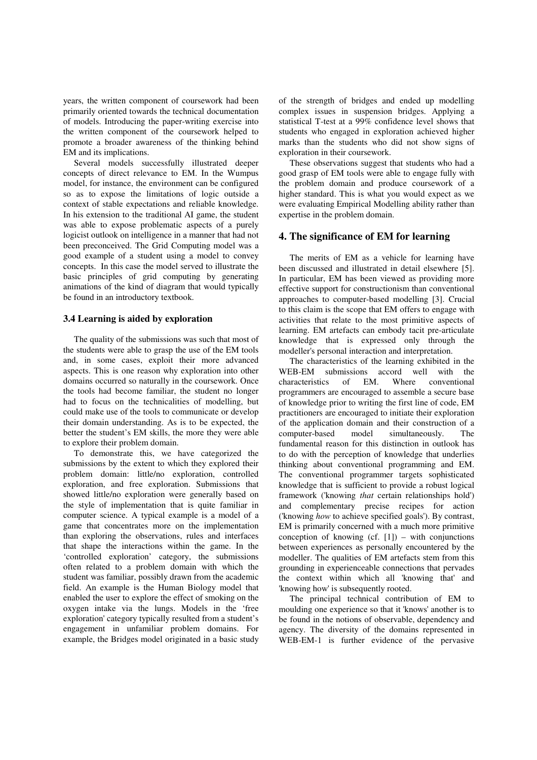years, the written component of coursework had been primarily oriented towards the technical documentation of models. Introducing the paper-writing exercise into the written component of the coursework helped to promote a broader awareness of the thinking behind EM and its implications.

Several models successfully illustrated deeper concepts of direct relevance to EM. In the Wumpus model, for instance, the environment can be configured so as to expose the limitations of logic outside a context of stable expectations and reliable knowledge. In his extension to the traditional AI game, the student was able to expose problematic aspects of a purely logicist outlook on intelligence in a manner that had not been preconceived. The Grid Computing model was a good example of a student using a model to convey concepts. In this case the model served to illustrate the basic principles of grid computing by generating animations of the kind of diagram that would typically be found in an introductory textbook.

### 3.4 Learning is aided by exploration

The quality of the submissions was such that most of the students were able to grasp the use of the EM tools and, in some cases, exploit their more advanced aspects. This is one reason why exploration into other domains occurred so naturally in the coursework. Once the tools had become familiar, the student no longer had to focus on the technicalities of modelling, but could make use of the tools to communicate or develop their domain understanding. As is to be expected, the better the student's EM skills, the more they were able to explore their problem domain.

To demonstrate this, we have categorized the submissions by the extent to which they explored their problem domain: little/no exploration, controlled exploration, and free exploration. Submissions that showed little/no exploration were generally based on the style of implementation that is quite familiar in computer science. A typical example is a model of a game that concentrates more on the implementation than exploring the observations, rules and interfaces that shape the interactions within the game. In the 'controlled exploration' category, the submissions often related to a problem domain with which the student was familiar, possibly drawn from the academic field. An example is the Human Biology model that enabled the user to explore the effect of smoking on the oxygen intake via the lungs. Models in the 'free exploration' category typically resulted from a student's engagement in unfamiliar problem domains. For example, the Bridges model originated in a basic study of the strength of bridges and ended up modelling complex issues in suspension bridges. Applying a statistical T-test at a 99% confidence level shows that students who engaged in exploration achieved higher marks than the students who did not show signs of exploration in their coursework.

These observations suggest that students who had a good grasp of EM tools were able to engage fully with the problem domain and produce coursework of a higher standard. This is what you would expect as we were evaluating Empirical Modelling ability rather than expertise in the problem domain.

## 4. The significance of EM for learning

The merits of EM as a vehicle for learning have been discussed and illustrated in detail elsewhere [5]. In particular, EM has been viewed as providing more effective support for constructionism than conventional approaches to computer-based modelling [3]. Crucial to this claim is the scope that EM offers to engage with activities that relate to the most primitive aspects of learning. EM artefacts can embody tacit pre-articulate knowledge that is expressed only through the modeller's personal interaction and interpretation.

The characteristics of the learning exhibited in the WEB-EM submissions accord well with the characteristics of EM. Where conventional programmers are encouraged to assemble a secure base of knowledge prior to writing the first line of code, EM practitioners are encouraged to initiate their exploration of the application domain and their construction of a computer-based model simultaneously. The fundamental reason for this distinction in outlook has to do with the perception of knowledge that underlies thinking about conventional programming and EM. The conventional programmer targets sophisticated knowledge that is sufficient to provide a robust logical framework ('knowing *that* certain relationships hold') and complementary precise recipes for action ('knowing *how* to achieve specified goals'). By contrast, EM is primarily concerned with a much more primitive conception of knowing (cf. [1]) – with conjunctions between experiences as personally encountered by the modeller. The qualities of EM artefacts stem from this grounding in experienceable connections that pervades the context within which all 'knowing that' and 'knowing how' is subsequently rooted.

The principal technical contribution of EM to moulding one experience so that it 'knows' another is to be found in the notions of observable, dependency and agency. The diversity of the domains represented in WEB-EM-1 is further evidence of the pervasive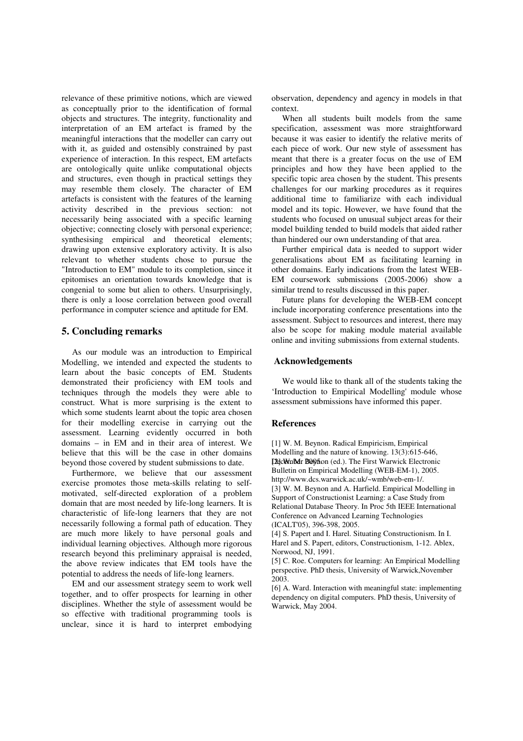relevance of these primitive notions, which are viewed as conceptually prior to the identification of formal objects and structures. The integrity, functionality and interpretation of an EM artefact is framed by the meaningful interactions that the modeller can carry out with it, as guided and ostensibly constrained by past experience of interaction. In this respect, EM artefacts are ontologically quite unlike computational objects and structures, even though in practical settings they may resemble them closely. The character of EM artefacts is consistent with the features of the learning activity described in the previous section: not necessarily being associated with a specific learning objective; connecting closely with personal experience; synthesising empirical and theoretical elements; drawing upon extensive exploratory activity. It is also relevant to whether students chose to pursue the "Introduction to EM" module to its completion, since it epitomises an orientation towards knowledge that is congenial to some but alien to others. Unsurprisingly, there is only a loose correlation between good overall performance in computer science and aptitude for EM.

## 5. Concluding remarks

As our module was an introduction to Empirical Modelling, we intended and expected the students to learn about the basic concepts of EM. Students demonstrated their proficiency with EM tools and techniques through the models they were able to construct. What is more surprising is the extent to which some students learnt about the topic area chosen for their modelling exercise in carrying out the assessment. Learning evidently occurred in both domains – in EM and in their area of interest. We believe that this will be the case in other domains beyond those covered by student submissions to date.

Furthermore, we believe that our assessment exercise promotes those meta-skills relating to self-motivated, self-directed exploration of a problem domain that are most needed by life-long learners. It is characteristic of life-long learners that they are not necessarily following a formal path of education. They are much more likely to have personal goals and individual learning objectives. Although more rigorous research beyond this preliminary appraisal is needed, the above review indicates that EM tools have the potential to address the needs of life-long learners.

EM and our assessment strategy seem to work well together, and to offer prospects for learning in other disciplines. Whether the style of assessment would be so effective with traditional programming tools is unclear, since it is hard to interpret embodying observation, dependency and agency in models in that context.

When all students built models from the same specification, assessment was more straightforward because it was easier to identify the relative merits of each piece of work. Our new style of assessment has meant that there is a greater focus on the use of EM principles and how they have been applied to the specific topic area chosen by the student. This presents challenges for our marking procedures as it requires additional time to familiarize with each individual model and its topic. However, we have found that the students who focused on unusual subject areas for their model building tended to build models that aided rather than hindered our own understanding of that area.

Further empirical data is needed to support wider generalisations about EM as facilitating learning in other domains. Early indications from the latest WEB-EM coursework submissions (2005-2006) show a similar trend to results discussed in this paper.

Future plans for developing the WEB-EM concept include incorporating conference presentations into the assessment. Subject to resources and interest, there may also be scope for making module material available online and inviting submissions from external students.

## Acknowledgements

We would like to thank all of the students taking the 'Introduction to Empirical Modelling' module whose assessment submissions have informed this paper.

## References

[1] W. M. Beynon. Radical Empiricism, Empirical Modelling and the nature of knowing. 13(3):615-646, December 2005.

[2] W. M. Beynon (ed.). The First Warwick Electronic Bulletin on Empirical Modelling (WEB-EM-1), 2005. http://www.dcs.warwick.ac.uk/~wmb/web-em-1/.

[3] W. M. Beynon and A. Harfield. Empirical Modelling in Support of Constructionist Learning: a Case Study from Relational Database Theory. In Proc 5th IEEE International Conference on Advanced Learning Technologies (ICALT'05), 396-398, 2005.

[4] S. Papert and I. Harel. Situating Constructionism. In I. Harel and S. Papert, editors, Constructionism, 1-12. Ablex, Norwood, NJ, 1991.

[5] C. Roe. Computers for learning: An Empirical Modelling perspective. PhD thesis, University of Warwick,November 2003.

[6] A. Ward. Interaction with meaningful state: implementing dependency on digital computers. PhD thesis, University of Warwick, May 2004.